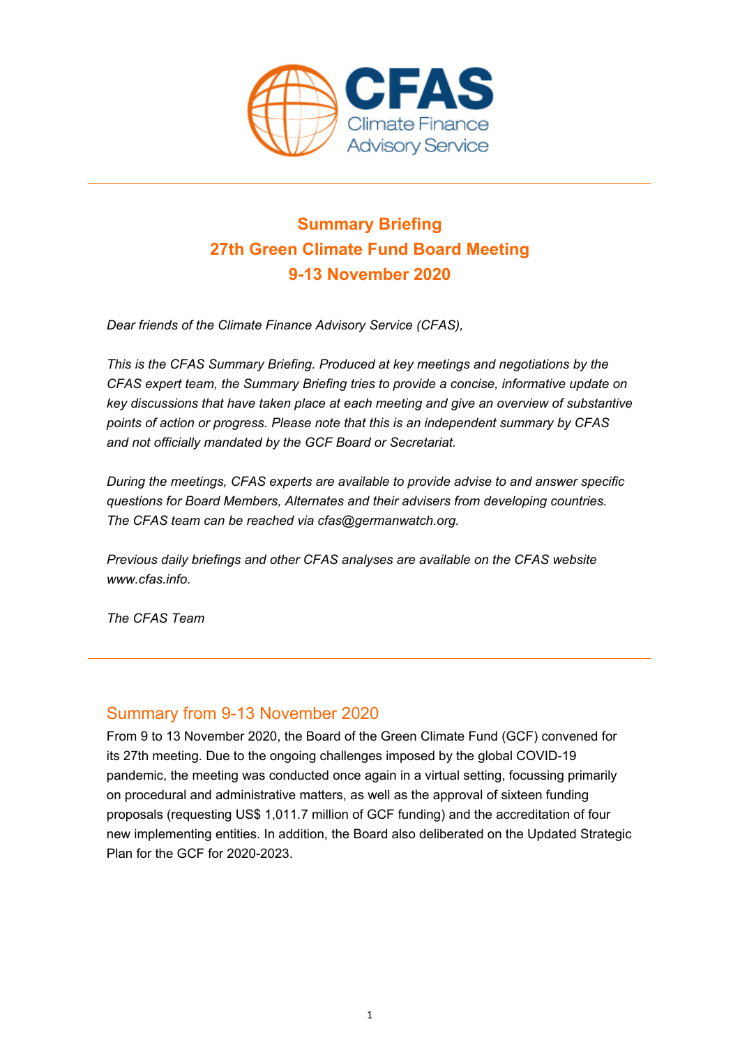# Summary Briefing
# 27th Green Climate Fund Board Meeting
# 9-13 November 2020

*Dear friends of the Climate Finance Advisory Service (CFAS),*

*This is the CFAS Summary Briefing. Produced at key meetings and negotiations by the CFAS expert team, the Summary Briefing tries to provide a concise, informative update on key discussions that have taken place at each meeting and give an overview of substantive points of action or progress. Please note that this is an independent summary by CFAS and not officially mandated by the GCF Board or Secretariat.*

*During the meetings, CFAS experts are available to provide advise to and answer specific questions for Board Members, Alternates and their advisers from developing countries. The CFAS team can be reached via cfas@germanwatch.org.*

*Previous daily briefings and other CFAS analyses are available on the CFAS website www.cfas.info.*

*The CFAS Team*

---

## Summary from 9-13 November 2020

From 9 to 13 November 2020, the Board of the Green Climate Fund (GCF) convened for its 27th meeting. Due to the ongoing challenges imposed by the global COVID-19 pandemic, the meeting was conducted once again in a virtual setting, focussing primarily on procedural and administrative matters, as well as the approval of sixteen funding proposals (requesting US$ 1,011.7 million of GCF funding) and the accreditation of four new implementing entities. In addition, the Board also deliberated on the Updated Strategic Plan for the GCF for 2020-2023.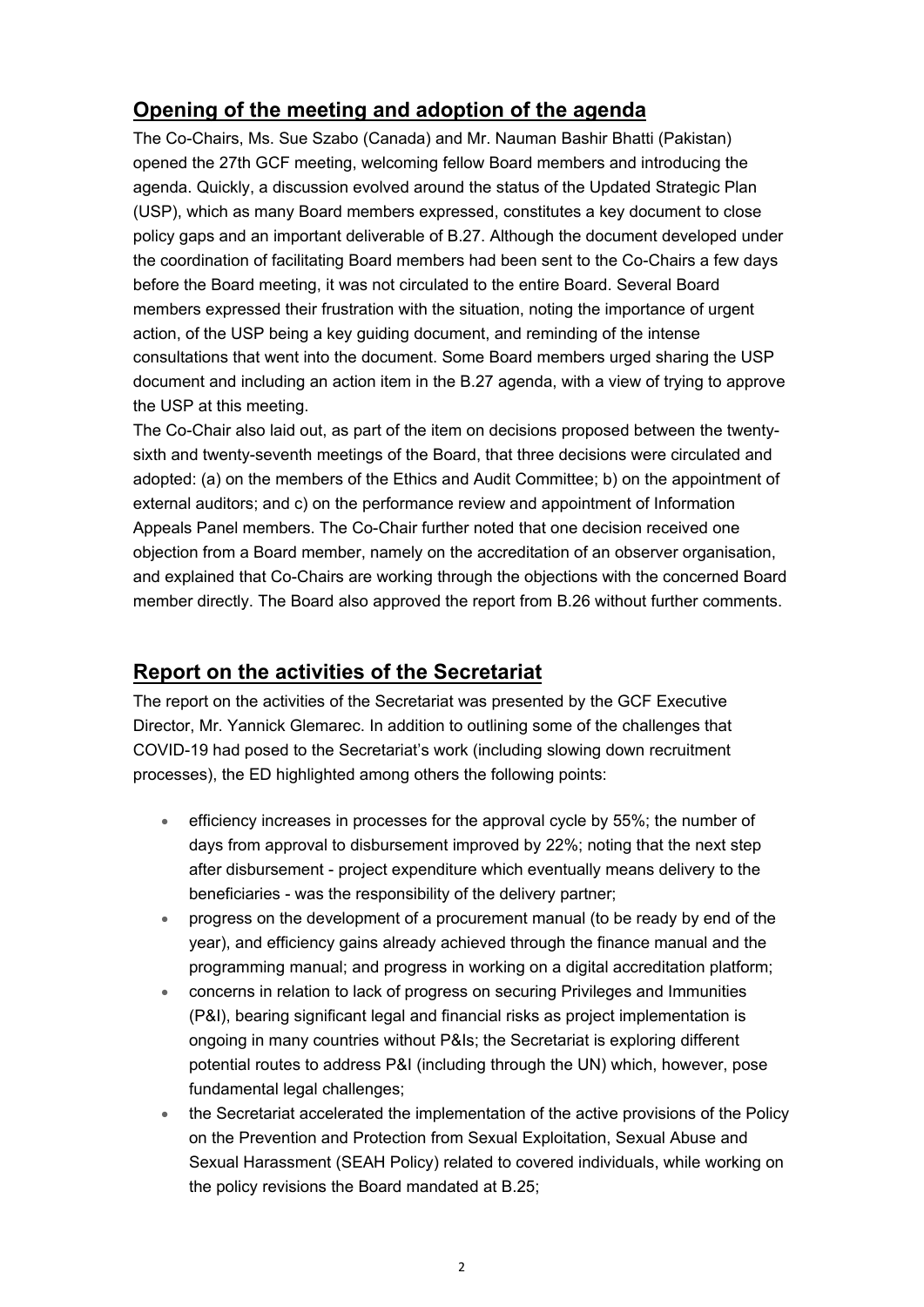## Opening of the meeting and adoption of the agenda

The Co-Chairs, Ms. Sue Szabo (Canada) and Mr. Nauman Bashir Bhatti (Pakistan) opened the 27th GCF meeting, welcoming fellow Board members and introducing the agenda. Quickly, a discussion evolved around the status of the Updated Strategic Plan (USP), which as many Board members expressed, constitutes a key document to close policy gaps and an important deliverable of B.27. Although the document developed under the coordination of facilitating Board members had been sent to the Co-Chairs a few days before the Board meeting, it was not circulated to the entire Board. Several Board members expressed their frustration with the situation, noting the importance of urgent action, of the USP being a key guiding document, and reminding of the intense consultations that went into the document. Some Board members urged sharing the USP document and including an action item in the B.27 agenda, with a view of trying to approve the USP at this meeting.

The Co-Chair also laid out, as part of the item on decisions proposed between the twenty-sixth and twenty-seventh meetings of the Board, that three decisions were circulated and adopted: (a) on the members of the Ethics and Audit Committee; b) on the appointment of external auditors; and c) on the performance review and appointment of Information Appeals Panel members. The Co-Chair further noted that one decision received one objection from a Board member, namely on the accreditation of an observer organisation, and explained that Co-Chairs are working through the objections with the concerned Board member directly. The Board also approved the report from B.26 without further comments.

## Report on the activities of the Secretariat

The report on the activities of the Secretariat was presented by the GCF Executive Director, Mr. Yannick Glemarec. In addition to outlining some of the challenges that COVID-19 had posed to the Secretariat's work (including slowing down recruitment processes), the ED highlighted among others the following points:

- efficiency increases in processes for the approval cycle by 55%; the number of days from approval to disbursement improved by 22%; noting that the next step after disbursement - project expenditure which eventually means delivery to the beneficiaries - was the responsibility of the delivery partner;
- progress on the development of a procurement manual (to be ready by end of the year), and efficiency gains already achieved through the finance manual and the programming manual; and progress in working on a digital accreditation platform;
- concerns in relation to lack of progress on securing Privileges and Immunities (P&I), bearing significant legal and financial risks as project implementation is ongoing in many countries without P&Is; the Secretariat is exploring different potential routes to address P&I (including through the UN) which, however, pose fundamental legal challenges;
- the Secretariat accelerated the implementation of the active provisions of the Policy on the Prevention and Protection from Sexual Exploitation, Sexual Abuse and Sexual Harassment (SEAH Policy) related to covered individuals, while working on the policy revisions the Board mandated at B.25;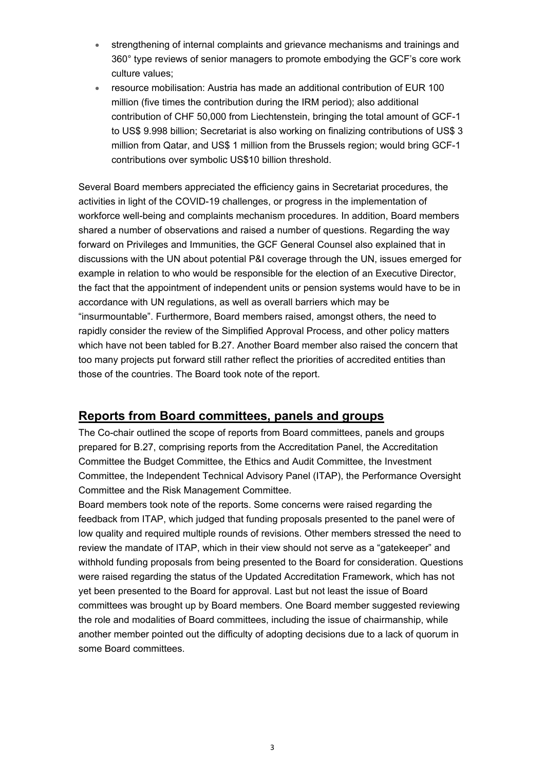- strengthening of internal complaints and grievance mechanisms and trainings and 360° type reviews of senior managers to promote embodying the GCF's core work culture values;
- resource mobilisation: Austria has made an additional contribution of EUR 100 million (five times the contribution during the IRM period); also additional contribution of CHF 50,000 from Liechtenstein, bringing the total amount of GCF-1 to US$ 9.998 billion; Secretariat is also working on finalizing contributions of US$ 3 million from Qatar, and US$ 1 million from the Brussels region; would bring GCF-1 contributions over symbolic US$10 billion threshold.

Several Board members appreciated the efficiency gains in Secretariat procedures, the activities in light of the COVID-19 challenges, or progress in the implementation of workforce well-being and complaints mechanism procedures. In addition, Board members shared a number of observations and raised a number of questions. Regarding the way forward on Privileges and Immunities, the GCF General Counsel also explained that in discussions with the UN about potential P&I coverage through the UN, issues emerged for example in relation to who would be responsible for the election of an Executive Director, the fact that the appointment of independent units or pension systems would have to be in accordance with UN regulations, as well as overall barriers which may be "insurmountable". Furthermore, Board members raised, amongst others, the need to rapidly consider the review of the Simplified Approval Process, and other policy matters which have not been tabled for B.27. Another Board member also raised the concern that too many projects put forward still rather reflect the priorities of accredited entities than those of the countries. The Board took note of the report.

## Reports from Board committees, panels and groups

The Co-chair outlined the scope of reports from Board committees, panels and groups prepared for B.27, comprising reports from the Accreditation Panel, the Accreditation Committee the Budget Committee, the Ethics and Audit Committee, the Investment Committee, the Independent Technical Advisory Panel (ITAP), the Performance Oversight Committee and the Risk Management Committee.

Board members took note of the reports. Some concerns were raised regarding the feedback from ITAP, which judged that funding proposals presented to the panel were of low quality and required multiple rounds of revisions. Other members stressed the need to review the mandate of ITAP, which in their view should not serve as a "gatekeeper" and withhold funding proposals from being presented to the Board for consideration. Questions were raised regarding the status of the Updated Accreditation Framework, which has not yet been presented to the Board for approval. Last but not least the issue of Board committees was brought up by Board members. One Board member suggested reviewing the role and modalities of Board committees, including the issue of chairmanship, while another member pointed out the difficulty of adopting decisions due to a lack of quorum in some Board committees.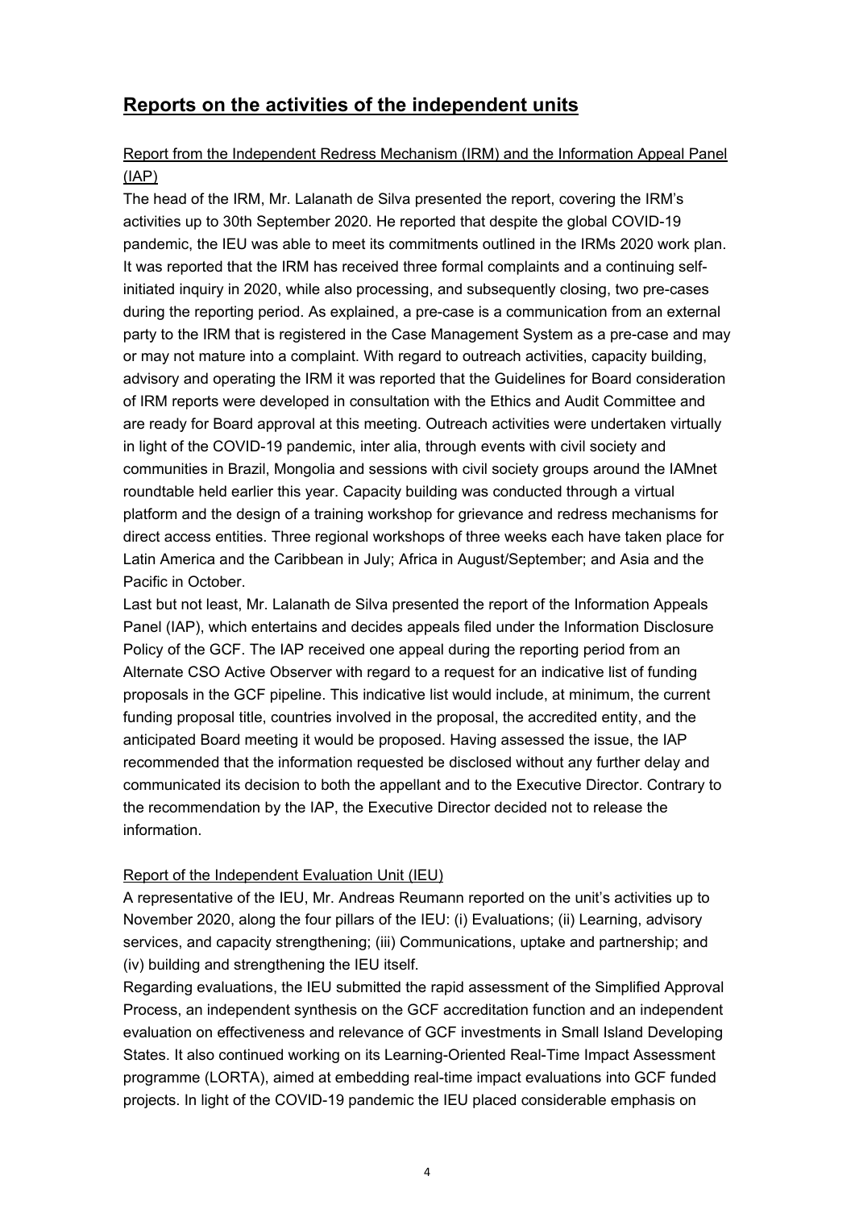## Reports on the activities of the independent units

Report from the Independent Redress Mechanism (IRM) and the Information Appeal Panel (IAP)

The head of the IRM, Mr. Lalanath de Silva presented the report, covering the IRM's activities up to 30th September 2020. He reported that despite the global COVID-19 pandemic, the IEU was able to meet its commitments outlined in the IRMs 2020 work plan. It was reported that the IRM has received three formal complaints and a continuing self-initiated inquiry in 2020, while also processing, and subsequently closing, two pre-cases during the reporting period. As explained, a pre-case is a communication from an external party to the IRM that is registered in the Case Management System as a pre-case and may or may not mature into a complaint. With regard to outreach activities, capacity building, advisory and operating the IRM it was reported that the Guidelines for Board consideration of IRM reports were developed in consultation with the Ethics and Audit Committee and are ready for Board approval at this meeting. Outreach activities were undertaken virtually in light of the COVID-19 pandemic, inter alia, through events with civil society and communities in Brazil, Mongolia and sessions with civil society groups around the IAMnet roundtable held earlier this year. Capacity building was conducted through a virtual platform and the design of a training workshop for grievance and redress mechanisms for direct access entities. Three regional workshops of three weeks each have taken place for Latin America and the Caribbean in July; Africa in August/September; and Asia and the Pacific in October.

Last but not least, Mr. Lalanath de Silva presented the report of the Information Appeals Panel (IAP), which entertains and decides appeals filed under the Information Disclosure Policy of the GCF. The IAP received one appeal during the reporting period from an Alternate CSO Active Observer with regard to a request for an indicative list of funding proposals in the GCF pipeline. This indicative list would include, at minimum, the current funding proposal title, countries involved in the proposal, the accredited entity, and the anticipated Board meeting it would be proposed. Having assessed the issue, the IAP recommended that the information requested be disclosed without any further delay and communicated its decision to both the appellant and to the Executive Director. Contrary to the recommendation by the IAP, the Executive Director decided not to release the information.

Report of the Independent Evaluation Unit (IEU)

A representative of the IEU, Mr. Andreas Reumann reported on the unit's activities up to November 2020, along the four pillars of the IEU: (i) Evaluations; (ii) Learning, advisory services, and capacity strengthening; (iii) Communications, uptake and partnership; and (iv) building and strengthening the IEU itself.

Regarding evaluations, the IEU submitted the rapid assessment of the Simplified Approval Process, an independent synthesis on the GCF accreditation function and an independent evaluation on effectiveness and relevance of GCF investments in Small Island Developing States. It also continued working on its Learning-Oriented Real-Time Impact Assessment programme (LORTA), aimed at embedding real-time impact evaluations into GCF funded projects. In light of the COVID-19 pandemic the IEU placed considerable emphasis on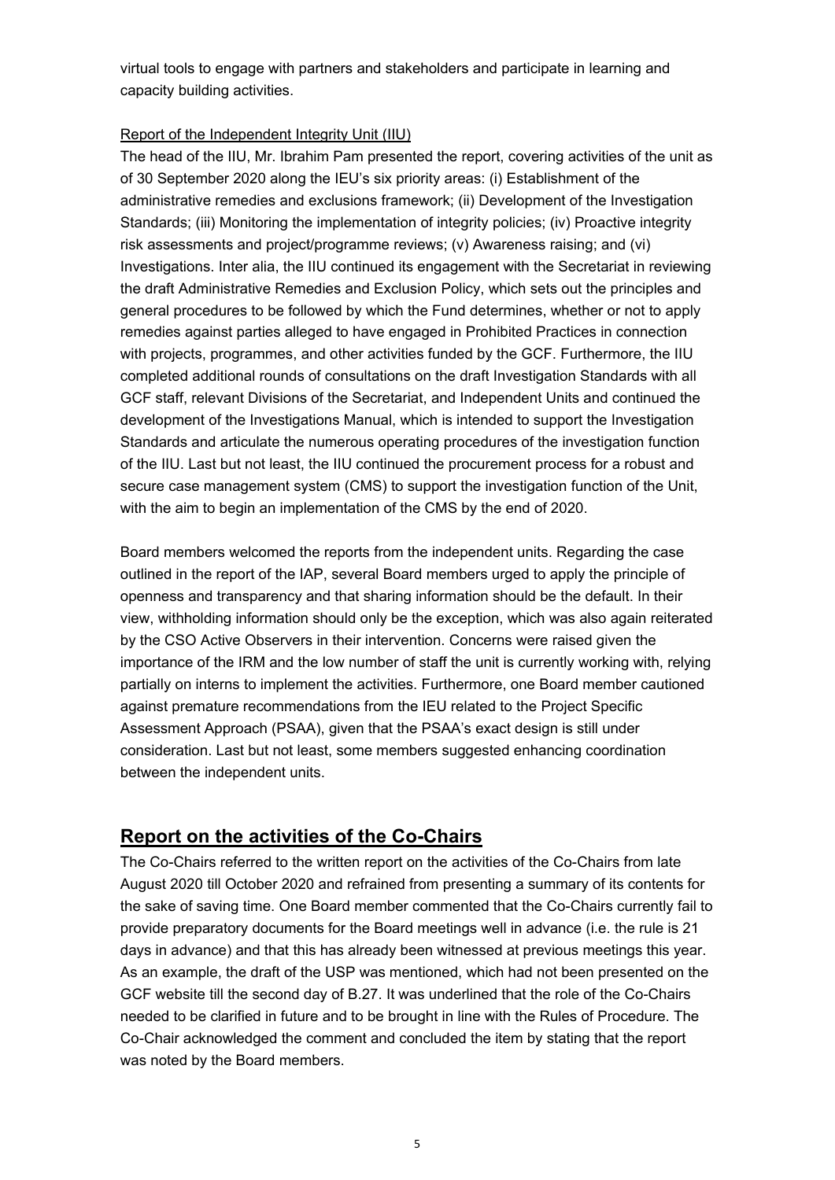virtual tools to engage with partners and stakeholders and participate in learning and capacity building activities.

Report of the Independent Integrity Unit (IIU)

The head of the IIU, Mr. Ibrahim Pam presented the report, covering activities of the unit as of 30 September 2020 along the IEU's six priority areas: (i) Establishment of the administrative remedies and exclusions framework; (ii) Development of the Investigation Standards; (iii) Monitoring the implementation of integrity policies; (iv) Proactive integrity risk assessments and project/programme reviews; (v) Awareness raising; and (vi) Investigations. Inter alia, the IIU continued its engagement with the Secretariat in reviewing the draft Administrative Remedies and Exclusion Policy, which sets out the principles and general procedures to be followed by which the Fund determines, whether or not to apply remedies against parties alleged to have engaged in Prohibited Practices in connection with projects, programmes, and other activities funded by the GCF. Furthermore, the IIU completed additional rounds of consultations on the draft Investigation Standards with all GCF staff, relevant Divisions of the Secretariat, and Independent Units and continued the development of the Investigations Manual, which is intended to support the Investigation Standards and articulate the numerous operating procedures of the investigation function of the IIU. Last but not least, the IIU continued the procurement process for a robust and secure case management system (CMS) to support the investigation function of the Unit, with the aim to begin an implementation of the CMS by the end of 2020.

Board members welcomed the reports from the independent units. Regarding the case outlined in the report of the IAP, several Board members urged to apply the principle of openness and transparency and that sharing information should be the default. In their view, withholding information should only be the exception, which was also again reiterated by the CSO Active Observers in their intervention. Concerns were raised given the importance of the IRM and the low number of staff the unit is currently working with, relying partially on interns to implement the activities. Furthermore, one Board member cautioned against premature recommendations from the IEU related to the Project Specific Assessment Approach (PSAA), given that the PSAA's exact design is still under consideration. Last but not least, some members suggested enhancing coordination between the independent units.

## Report on the activities of the Co-Chairs

The Co-Chairs referred to the written report on the activities of the Co-Chairs from late August 2020 till October 2020 and refrained from presenting a summary of its contents for the sake of saving time. One Board member commented that the Co-Chairs currently fail to provide preparatory documents for the Board meetings well in advance (i.e. the rule is 21 days in advance) and that this has already been witnessed at previous meetings this year. As an example, the draft of the USP was mentioned, which had not been presented on the GCF website till the second day of B.27. It was underlined that the role of the Co-Chairs needed to be clarified in future and to be brought in line with the Rules of Procedure. The Co-Chair acknowledged the comment and concluded the item by stating that the report was noted by the Board members.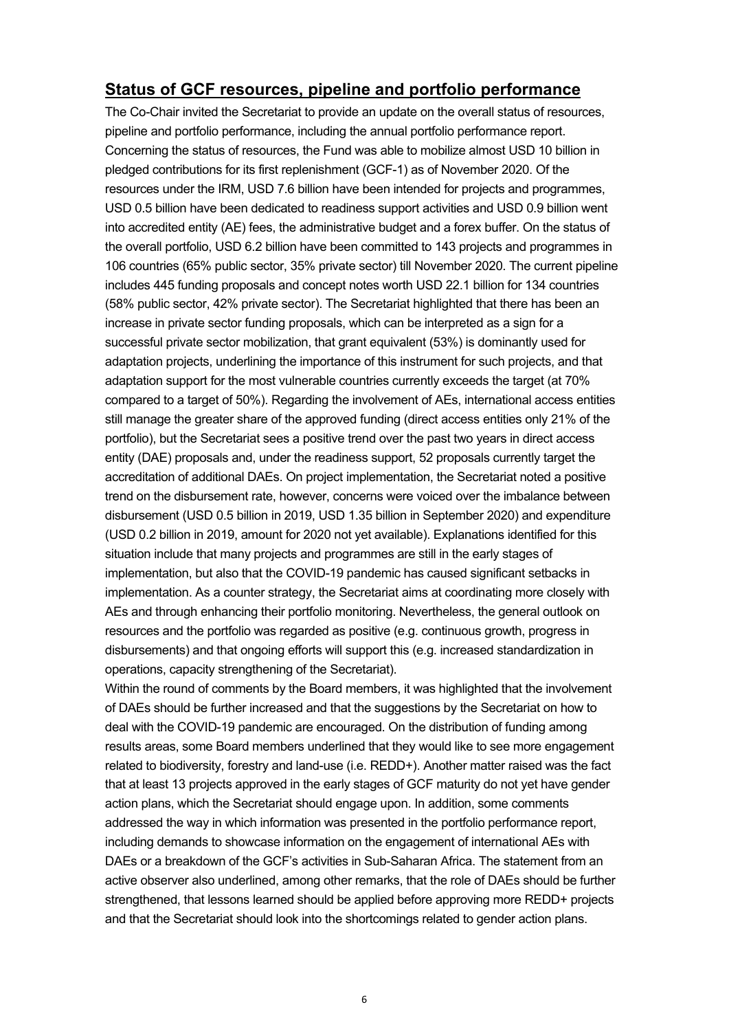## Status of GCF resources, pipeline and portfolio performance

The Co-Chair invited the Secretariat to provide an update on the overall status of resources, pipeline and portfolio performance, including the annual portfolio performance report. Concerning the status of resources, the Fund was able to mobilize almost USD 10 billion in pledged contributions for its first replenishment (GCF-1) as of November 2020. Of the resources under the IRM, USD 7.6 billion have been intended for projects and programmes, USD 0.5 billion have been dedicated to readiness support activities and USD 0.9 billion went into accredited entity (AE) fees, the administrative budget and a forex buffer. On the status of the overall portfolio, USD 6.2 billion have been committed to 143 projects and programmes in 106 countries (65% public sector, 35% private sector) till November 2020. The current pipeline includes 445 funding proposals and concept notes worth USD 22.1 billion for 134 countries (58% public sector, 42% private sector). The Secretariat highlighted that there has been an increase in private sector funding proposals, which can be interpreted as a sign for a successful private sector mobilization, that grant equivalent (53%) is dominantly used for adaptation projects, underlining the importance of this instrument for such projects, and that adaptation support for the most vulnerable countries currently exceeds the target (at 70% compared to a target of 50%). Regarding the involvement of AEs, international access entities still manage the greater share of the approved funding (direct access entities only 21% of the portfolio), but the Secretariat sees a positive trend over the past two years in direct access entity (DAE) proposals and, under the readiness support, 52 proposals currently target the accreditation of additional DAEs. On project implementation, the Secretariat noted a positive trend on the disbursement rate, however, concerns were voiced over the imbalance between disbursement (USD 0.5 billion in 2019, USD 1.35 billion in September 2020) and expenditure (USD 0.2 billion in 2019, amount for 2020 not yet available). Explanations identified for this situation include that many projects and programmes are still in the early stages of implementation, but also that the COVID-19 pandemic has caused significant setbacks in implementation. As a counter strategy, the Secretariat aims at coordinating more closely with AEs and through enhancing their portfolio monitoring. Nevertheless, the general outlook on resources and the portfolio was regarded as positive (e.g. continuous growth, progress in disbursements) and that ongoing efforts will support this (e.g. increased standardization in operations, capacity strengthening of the Secretariat).

Within the round of comments by the Board members, it was highlighted that the involvement of DAEs should be further increased and that the suggestions by the Secretariat on how to deal with the COVID-19 pandemic are encouraged. On the distribution of funding among results areas, some Board members underlined that they would like to see more engagement related to biodiversity, forestry and land-use (i.e. REDD+). Another matter raised was the fact that at least 13 projects approved in the early stages of GCF maturity do not yet have gender action plans, which the Secretariat should engage upon. In addition, some comments addressed the way in which information was presented in the portfolio performance report, including demands to showcase information on the engagement of international AEs with DAEs or a breakdown of the GCF's activities in Sub-Saharan Africa. The statement from an active observer also underlined, among other remarks, that the role of DAEs should be further strengthened, that lessons learned should be applied before approving more REDD+ projects and that the Secretariat should look into the shortcomings related to gender action plans.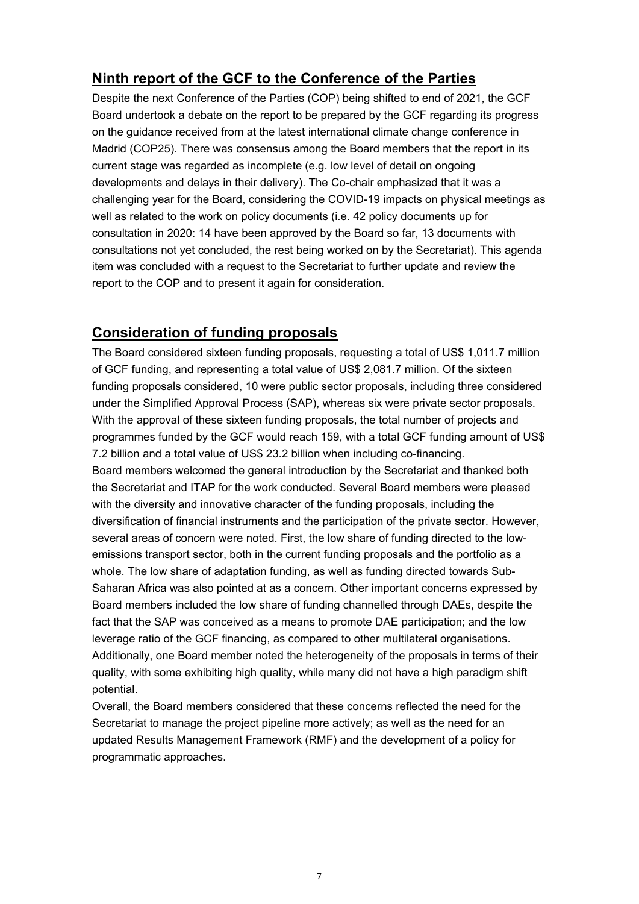## Ninth report of the GCF to the Conference of the Parties

Despite the next Conference of the Parties (COP) being shifted to end of 2021, the GCF Board undertook a debate on the report to be prepared by the GCF regarding its progress on the guidance received from at the latest international climate change conference in Madrid (COP25). There was consensus among the Board members that the report in its current stage was regarded as incomplete (e.g. low level of detail on ongoing developments and delays in their delivery). The Co-chair emphasized that it was a challenging year for the Board, considering the COVID-19 impacts on physical meetings as well as related to the work on policy documents (i.e. 42 policy documents up for consultation in 2020: 14 have been approved by the Board so far, 13 documents with consultations not yet concluded, the rest being worked on by the Secretariat). This agenda item was concluded with a request to the Secretariat to further update and review the report to the COP and to present it again for consideration.

## Consideration of funding proposals

The Board considered sixteen funding proposals, requesting a total of US$ 1,011.7 million of GCF funding, and representing a total value of US$ 2,081.7 million. Of the sixteen funding proposals considered, 10 were public sector proposals, including three considered under the Simplified Approval Process (SAP), whereas six were private sector proposals. With the approval of these sixteen funding proposals, the total number of projects and programmes funded by the GCF would reach 159, with a total GCF funding amount of US$ 7.2 billion and a total value of US$ 23.2 billion when including co-financing.

Board members welcomed the general introduction by the Secretariat and thanked both the Secretariat and ITAP for the work conducted. Several Board members were pleased with the diversity and innovative character of the funding proposals, including the diversification of financial instruments and the participation of the private sector. However, several areas of concern were noted. First, the low share of funding directed to the low-emissions transport sector, both in the current funding proposals and the portfolio as a whole. The low share of adaptation funding, as well as funding directed towards Sub-Saharan Africa was also pointed at as a concern. Other important concerns expressed by Board members included the low share of funding channelled through DAEs, despite the fact that the SAP was conceived as a means to promote DAE participation; and the low leverage ratio of the GCF financing, as compared to other multilateral organisations. Additionally, one Board member noted the heterogeneity of the proposals in terms of their quality, with some exhibiting high quality, while many did not have a high paradigm shift potential.

Overall, the Board members considered that these concerns reflected the need for the Secretariat to manage the project pipeline more actively; as well as the need for an updated Results Management Framework (RMF) and the development of a policy for programmatic approaches.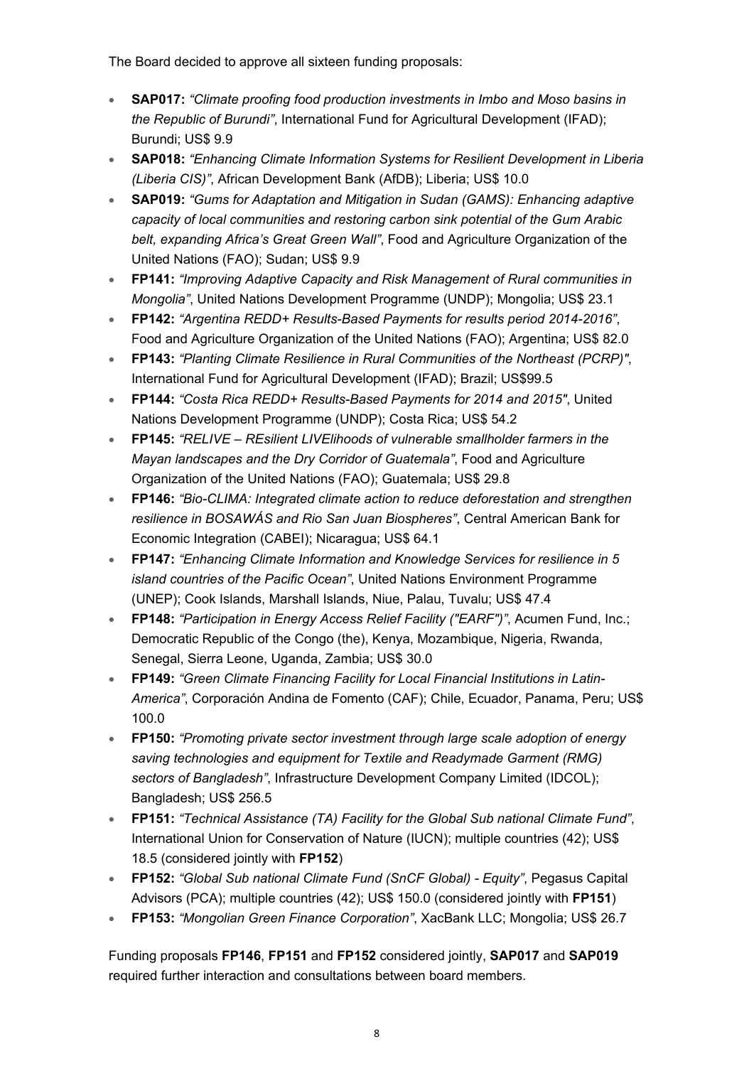The Board decided to approve all sixteen funding proposals:

- **SAP017:** *"Climate proofing food production investments in Imbo and Moso basins in the Republic of Burundi"*, International Fund for Agricultural Development (IFAD); Burundi; US$ 9.9
- **SAP018:** *"Enhancing Climate Information Systems for Resilient Development in Liberia (Liberia CIS)"*, African Development Bank (AfDB); Liberia; US$ 10.0
- **SAP019:** *"Gums for Adaptation and Mitigation in Sudan (GAMS): Enhancing adaptive capacity of local communities and restoring carbon sink potential of the Gum Arabic belt, expanding Africa's Great Green Wall"*, Food and Agriculture Organization of the United Nations (FAO); Sudan; US$ 9.9
- **FP141:** *"Improving Adaptive Capacity and Risk Management of Rural communities in Mongolia"*, United Nations Development Programme (UNDP); Mongolia; US$ 23.1
- **FP142:** *"Argentina REDD+ Results-Based Payments for results period 2014-2016"*, Food and Agriculture Organization of the United Nations (FAO); Argentina; US$ 82.0
- **FP143:** *"Planting Climate Resilience in Rural Communities of the Northeast (PCRP)"*, International Fund for Agricultural Development (IFAD); Brazil; US$99.5
- **FP144:** *"Costa Rica REDD+ Results-Based Payments for 2014 and 2015"*, United Nations Development Programme (UNDP); Costa Rica; US$ 54.2
- **FP145:** *"RELIVE – REsilient LIVElihoods of vulnerable smallholder farmers in the Mayan landscapes and the Dry Corridor of Guatemala"*, Food and Agriculture Organization of the United Nations (FAO); Guatemala; US$ 29.8
- **FP146:** *"Bio-CLIMA: Integrated climate action to reduce deforestation and strengthen resilience in BOSAWÁS and Rio San Juan Biospheres"*, Central American Bank for Economic Integration (CABEI); Nicaragua; US$ 64.1
- **FP147:** *"Enhancing Climate Information and Knowledge Services for resilience in 5 island countries of the Pacific Ocean"*, United Nations Environment Programme (UNEP); Cook Islands, Marshall Islands, Niue, Palau, Tuvalu; US$ 47.4
- **FP148:** *"Participation in Energy Access Relief Facility ("EARF")"*, Acumen Fund, Inc.; Democratic Republic of the Congo (the), Kenya, Mozambique, Nigeria, Rwanda, Senegal, Sierra Leone, Uganda, Zambia; US$ 30.0
- **FP149:** *"Green Climate Financing Facility for Local Financial Institutions in Latin-America"*, Corporación Andina de Fomento (CAF); Chile, Ecuador, Panama, Peru; US$ 100.0
- **FP150:** *"Promoting private sector investment through large scale adoption of energy saving technologies and equipment for Textile and Readymade Garment (RMG) sectors of Bangladesh"*, Infrastructure Development Company Limited (IDCOL); Bangladesh; US$ 256.5
- **FP151:** *"Technical Assistance (TA) Facility for the Global Sub national Climate Fund"*, International Union for Conservation of Nature (IUCN); multiple countries (42); US$ 18.5 (considered jointly with **FP152**)
- **FP152:** *"Global Sub national Climate Fund (SnCF Global) - Equity"*, Pegasus Capital Advisors (PCA); multiple countries (42); US$ 150.0 (considered jointly with **FP151**)
- **FP153:** *"Mongolian Green Finance Corporation"*, XacBank LLC; Mongolia; US$ 26.7

Funding proposals **FP146**, **FP151** and **FP152** considered jointly, **SAP017** and **SAP019** required further interaction and consultations between board members.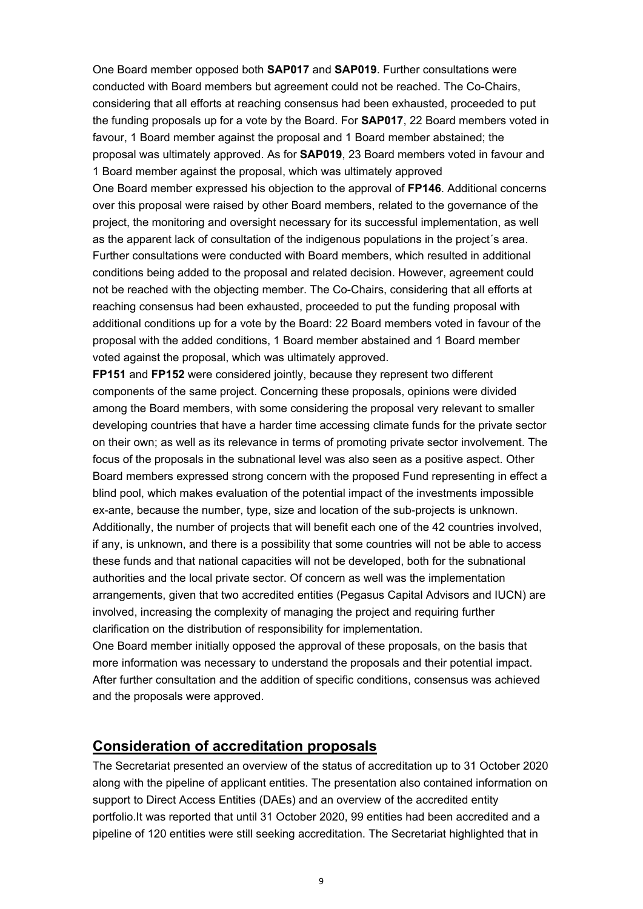One Board member opposed both **SAP017** and **SAP019**. Further consultations were conducted with Board members but agreement could not be reached. The Co-Chairs, considering that all efforts at reaching consensus had been exhausted, proceeded to put the funding proposals up for a vote by the Board. For **SAP017**, 22 Board members voted in favour, 1 Board member against the proposal and 1 Board member abstained; the proposal was ultimately approved. As for **SAP019**, 23 Board members voted in favour and 1 Board member against the proposal, which was ultimately approved

One Board member expressed his objection to the approval of **FP146**. Additional concerns over this proposal were raised by other Board members, related to the governance of the project, the monitoring and oversight necessary for its successful implementation, as well as the apparent lack of consultation of the indigenous populations in the project´s area. Further consultations were conducted with Board members, which resulted in additional conditions being added to the proposal and related decision. However, agreement could not be reached with the objecting member. The Co-Chairs, considering that all efforts at reaching consensus had been exhausted, proceeded to put the funding proposal with additional conditions up for a vote by the Board: 22 Board members voted in favour of the proposal with the added conditions, 1 Board member abstained and 1 Board member voted against the proposal, which was ultimately approved.

**FP151** and **FP152** were considered jointly, because they represent two different components of the same project. Concerning these proposals, opinions were divided among the Board members, with some considering the proposal very relevant to smaller developing countries that have a harder time accessing climate funds for the private sector on their own; as well as its relevance in terms of promoting private sector involvement. The focus of the proposals in the subnational level was also seen as a positive aspect. Other Board members expressed strong concern with the proposed Fund representing in effect a blind pool, which makes evaluation of the potential impact of the investments impossible ex-ante, because the number, type, size and location of the sub-projects is unknown. Additionally, the number of projects that will benefit each one of the 42 countries involved, if any, is unknown, and there is a possibility that some countries will not be able to access these funds and that national capacities will not be developed, both for the subnational authorities and the local private sector. Of concern as well was the implementation arrangements, given that two accredited entities (Pegasus Capital Advisors and IUCN) are involved, increasing the complexity of managing the project and requiring further clarification on the distribution of responsibility for implementation.

One Board member initially opposed the approval of these proposals, on the basis that more information was necessary to understand the proposals and their potential impact. After further consultation and the addition of specific conditions, consensus was achieved and the proposals were approved.

## Consideration of accreditation proposals

The Secretariat presented an overview of the status of accreditation up to 31 October 2020 along with the pipeline of applicant entities. The presentation also contained information on support to Direct Access Entities (DAEs) and an overview of the accredited entity portfolio.It was reported that until 31 October 2020, 99 entities had been accredited and a pipeline of 120 entities were still seeking accreditation. The Secretariat highlighted that in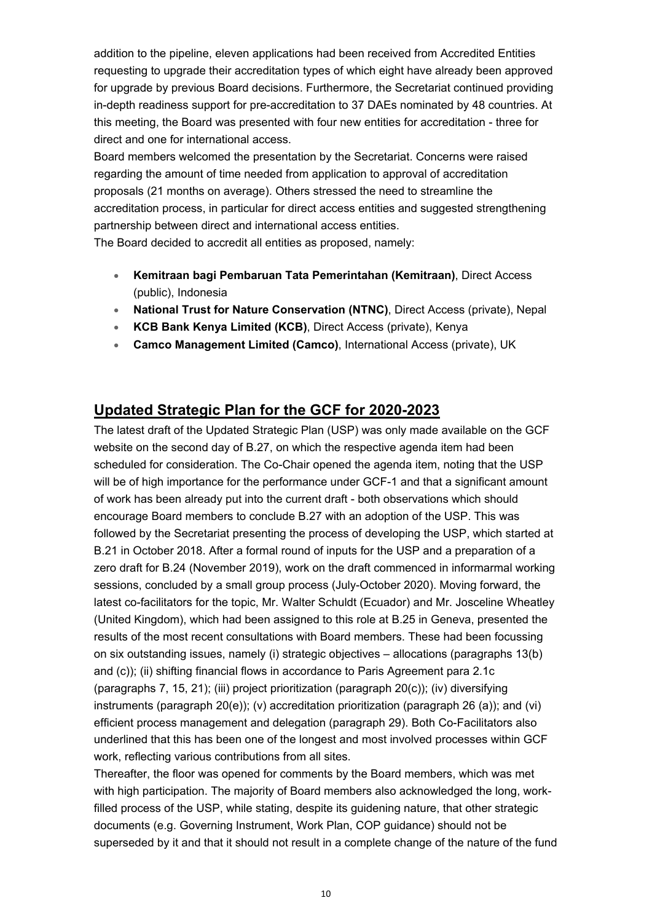addition to the pipeline, eleven applications had been received from Accredited Entities requesting to upgrade their accreditation types of which eight have already been approved for upgrade by previous Board decisions. Furthermore, the Secretariat continued providing in-depth readiness support for pre-accreditation to 37 DAEs nominated by 48 countries. At this meeting, the Board was presented with four new entities for accreditation - three for direct and one for international access.

Board members welcomed the presentation by the Secretariat. Concerns were raised regarding the amount of time needed from application to approval of accreditation proposals (21 months on average). Others stressed the need to streamline the accreditation process, in particular for direct access entities and suggested strengthening partnership between direct and international access entities.

The Board decided to accredit all entities as proposed, namely:

- **Kemitraan bagi Pembaruan Tata Pemerintahan (Kemitraan)**, Direct Access (public), Indonesia
- **National Trust for Nature Conservation (NTNC)**, Direct Access (private), Nepal
- **KCB Bank Kenya Limited (KCB)**, Direct Access (private), Kenya
- **Camco Management Limited (Camco)**, International Access (private), UK

## Updated Strategic Plan for the GCF for 2020-2023

The latest draft of the Updated Strategic Plan (USP) was only made available on the GCF website on the second day of B.27, on which the respective agenda item had been scheduled for consideration. The Co-Chair opened the agenda item, noting that the USP will be of high importance for the performance under GCF-1 and that a significant amount of work has been already put into the current draft - both observations which should encourage Board members to conclude B.27 with an adoption of the USP. This was followed by the Secretariat presenting the process of developing the USP, which started at B.21 in October 2018. After a formal round of inputs for the USP and a preparation of a zero draft for B.24 (November 2019), work on the draft commenced in informarmal working sessions, concluded by a small group process (July-October 2020). Moving forward, the latest co-facilitators for the topic, Mr. Walter Schuldt (Ecuador) and Mr. Josceline Wheatley (United Kingdom), which had been assigned to this role at B.25 in Geneva, presented the results of the most recent consultations with Board members. These had been focussing on six outstanding issues, namely (i) strategic objectives – allocations (paragraphs 13(b) and (c)); (ii) shifting financial flows in accordance to Paris Agreement para 2.1c (paragraphs 7, 15, 21); (iii) project prioritization (paragraph 20(c)); (iv) diversifying instruments (paragraph 20(e)); (v) accreditation prioritization (paragraph 26 (a)); and (vi) efficient process management and delegation (paragraph 29). Both Co-Facilitators also underlined that this has been one of the longest and most involved processes within GCF work, reflecting various contributions from all sites.

Thereafter, the floor was opened for comments by the Board members, which was met with high participation. The majority of Board members also acknowledged the long, work-filled process of the USP, while stating, despite its guidening nature, that other strategic documents (e.g. Governing Instrument, Work Plan, COP guidance) should not be superseded by it and that it should not result in a complete change of the nature of the fund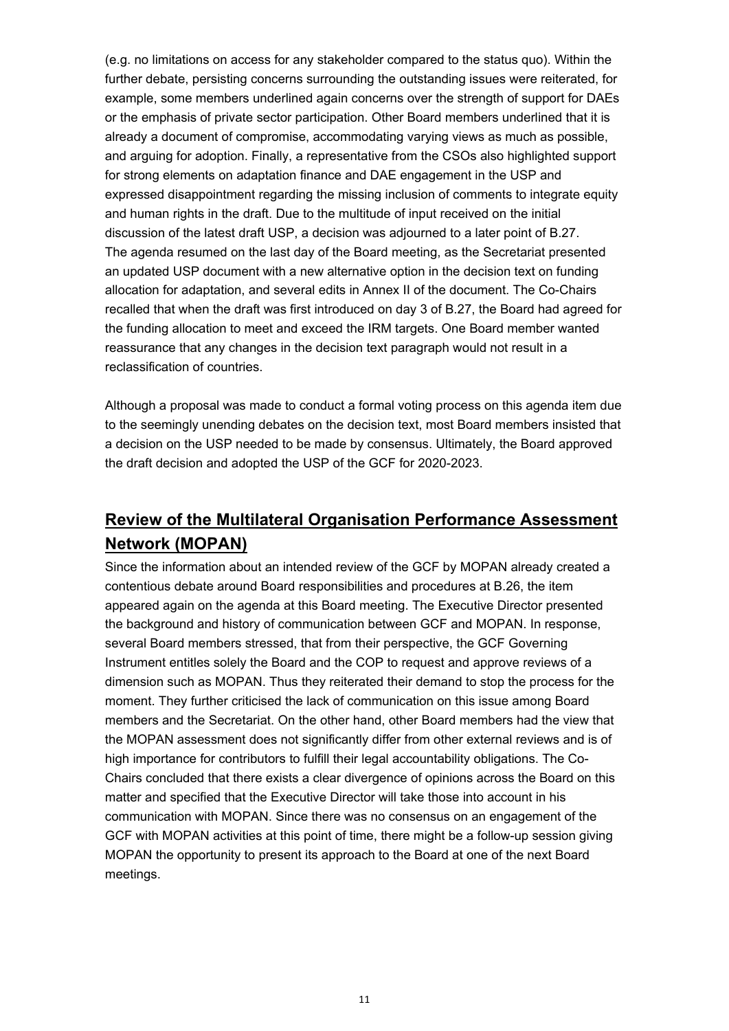(e.g. no limitations on access for any stakeholder compared to the status quo). Within the further debate, persisting concerns surrounding the outstanding issues were reiterated, for example, some members underlined again concerns over the strength of support for DAEs or the emphasis of private sector participation. Other Board members underlined that it is already a document of compromise, accommodating varying views as much as possible, and arguing for adoption. Finally, a representative from the CSOs also highlighted support for strong elements on adaptation finance and DAE engagement in the USP and expressed disappointment regarding the missing inclusion of comments to integrate equity and human rights in the draft. Due to the multitude of input received on the initial discussion of the latest draft USP, a decision was adjourned to a later point of B.27. The agenda resumed on the last day of the Board meeting, as the Secretariat presented an updated USP document with a new alternative option in the decision text on funding allocation for adaptation, and several edits in Annex II of the document. The Co-Chairs recalled that when the draft was first introduced on day 3 of B.27, the Board had agreed for the funding allocation to meet and exceed the IRM targets. One Board member wanted reassurance that any changes in the decision text paragraph would not result in a reclassification of countries.

Although a proposal was made to conduct a formal voting process on this agenda item due to the seemingly unending debates on the decision text, most Board members insisted that a decision on the USP needed to be made by consensus. Ultimately, the Board approved the draft decision and adopted the USP of the GCF for 2020-2023.

## Review of the Multilateral Organisation Performance Assessment Network (MOPAN)

Since the information about an intended review of the GCF by MOPAN already created a contentious debate around Board responsibilities and procedures at B.26, the item appeared again on the agenda at this Board meeting. The Executive Director presented the background and history of communication between GCF and MOPAN. In response, several Board members stressed, that from their perspective, the GCF Governing Instrument entitles solely the Board and the COP to request and approve reviews of a dimension such as MOPAN. Thus they reiterated their demand to stop the process for the moment. They further criticised the lack of communication on this issue among Board members and the Secretariat. On the other hand, other Board members had the view that the MOPAN assessment does not significantly differ from other external reviews and is of high importance for contributors to fulfill their legal accountability obligations. The Co-Chairs concluded that there exists a clear divergence of opinions across the Board on this matter and specified that the Executive Director will take those into account in his communication with MOPAN. Since there was no consensus on an engagement of the GCF with MOPAN activities at this point of time, there might be a follow-up session giving MOPAN the opportunity to present its approach to the Board at one of the next Board meetings.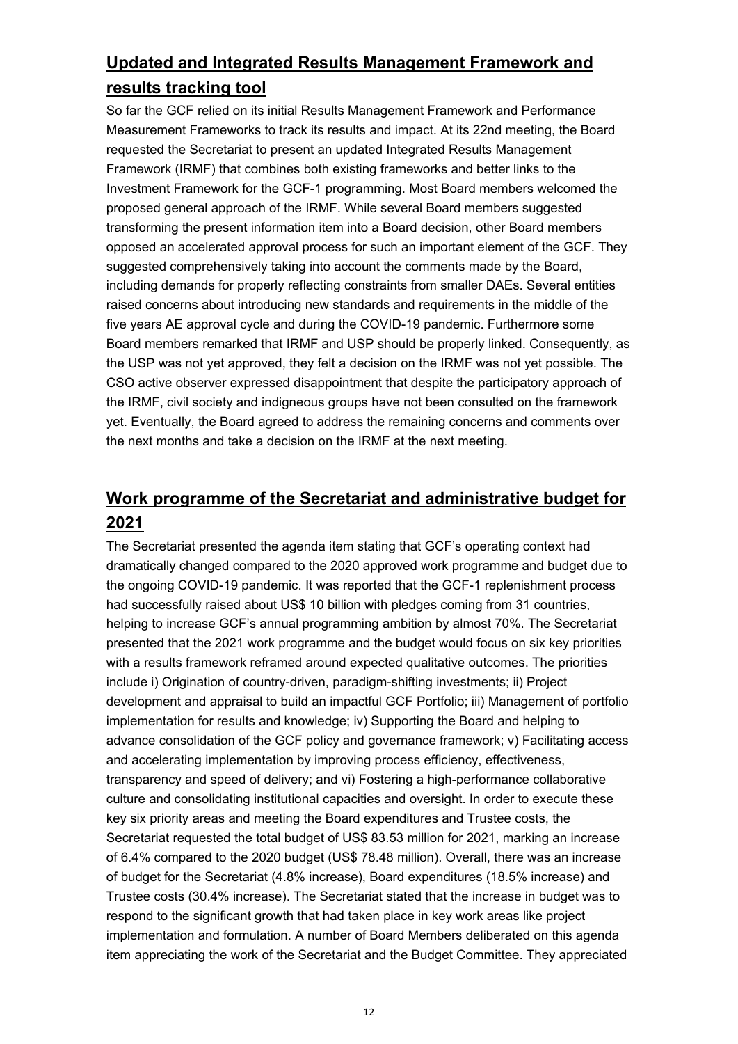## Updated and Integrated Results Management Framework and results tracking tool

So far the GCF relied on its initial Results Management Framework and Performance Measurement Frameworks to track its results and impact. At its 22nd meeting, the Board requested the Secretariat to present an updated Integrated Results Management Framework (IRMF) that combines both existing frameworks and better links to the Investment Framework for the GCF-1 programming. Most Board members welcomed the proposed general approach of the IRMF. While several Board members suggested transforming the present information item into a Board decision, other Board members opposed an accelerated approval process for such an important element of the GCF. They suggested comprehensively taking into account the comments made by the Board, including demands for properly reflecting constraints from smaller DAEs. Several entities raised concerns about introducing new standards and requirements in the middle of the five years AE approval cycle and during the COVID-19 pandemic. Furthermore some Board members remarked that IRMF and USP should be properly linked. Consequently, as the USP was not yet approved, they felt a decision on the IRMF was not yet possible. The CSO active observer expressed disappointment that despite the participatory approach of the IRMF, civil society and indigenous groups have not been consulted on the framework yet. Eventually, the Board agreed to address the remaining concerns and comments over the next months and take a decision on the IRMF at the next meeting.

## Work programme of the Secretariat and administrative budget for 2021

The Secretariat presented the agenda item stating that GCF's operating context had dramatically changed compared to the 2020 approved work programme and budget due to the ongoing COVID-19 pandemic. It was reported that the GCF-1 replenishment process had successfully raised about US$ 10 billion with pledges coming from 31 countries, helping to increase GCF's annual programming ambition by almost 70%. The Secretariat presented that the 2021 work programme and the budget would focus on six key priorities with a results framework reframed around expected qualitative outcomes. The priorities include i) Origination of country-driven, paradigm-shifting investments; ii) Project development and appraisal to build an impactful GCF Portfolio; iii) Management of portfolio implementation for results and knowledge; iv) Supporting the Board and helping to advance consolidation of the GCF policy and governance framework; v) Facilitating access and accelerating implementation by improving process efficiency, effectiveness, transparency and speed of delivery; and vi) Fostering a high-performance collaborative culture and consolidating institutional capacities and oversight. In order to execute these key six priority areas and meeting the Board expenditures and Trustee costs, the Secretariat requested the total budget of US$ 83.53 million for 2021, marking an increase of 6.4% compared to the 2020 budget (US$ 78.48 million). Overall, there was an increase of budget for the Secretariat (4.8% increase), Board expenditures (18.5% increase) and Trustee costs (30.4% increase). The Secretariat stated that the increase in budget was to respond to the significant growth that had taken place in key work areas like project implementation and formulation. A number of Board Members deliberated on this agenda item appreciating the work of the Secretariat and the Budget Committee. They appreciated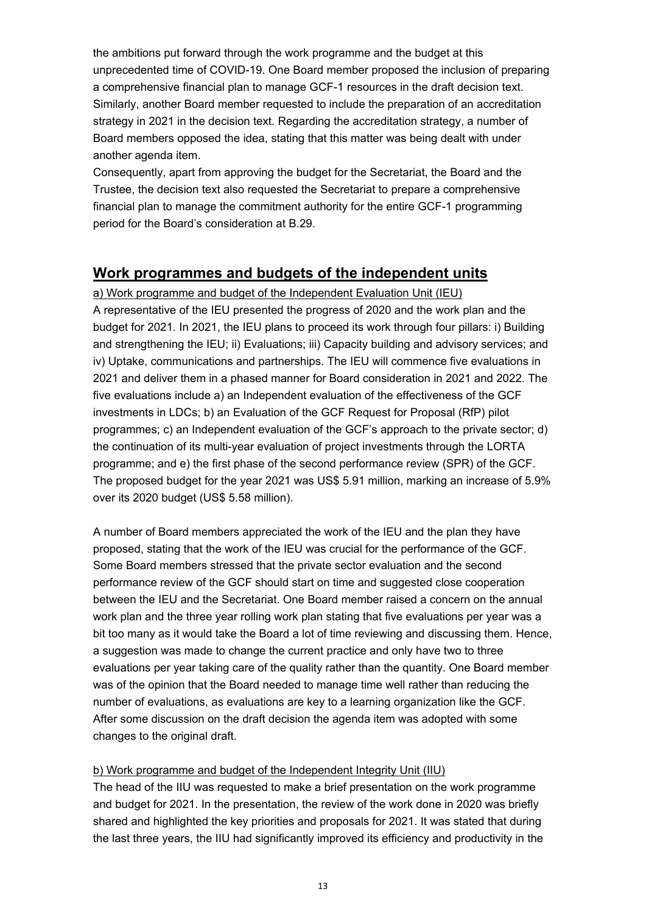the ambitions put forward through the work programme and the budget at this unprecedented time of COVID-19. One Board member proposed the inclusion of preparing a comprehensive financial plan to manage GCF-1 resources in the draft decision text. Similarly, another Board member requested to include the preparation of an accreditation strategy in 2021 in the decision text. Regarding the accreditation strategy, a number of Board members opposed the idea, stating that this matter was being dealt with under another agenda item.

Consequently, apart from approving the budget for the Secretariat, the Board and the Trustee, the decision text also requested the Secretariat to prepare a comprehensive financial plan to manage the commitment authority for the entire GCF-1 programming period for the Board's consideration at B.29.

## Work programmes and budgets of the independent units

a) Work programme and budget of the Independent Evaluation Unit (IEU)

A representative of the IEU presented the progress of 2020 and the work plan and the budget for 2021. In 2021, the IEU plans to proceed its work through four pillars: i) Building and strengthening the IEU; ii) Evaluations; iii) Capacity building and advisory services; and iv) Uptake, communications and partnerships. The IEU will commence five evaluations in 2021 and deliver them in a phased manner for Board consideration in 2021 and 2022. The five evaluations include a) an Independent evaluation of the effectiveness of the GCF investments in LDCs; b) an Evaluation of the GCF Request for Proposal (RfP) pilot programmes; c) an Independent evaluation of the GCF's approach to the private sector; d) the continuation of its multi-year evaluation of project investments through the LORTA programme; and e) the first phase of the second performance review (SPR) of the GCF. The proposed budget for the year 2021 was US$ 5.91 million, marking an increase of 5.9% over its 2020 budget (US$ 5.58 million).

A number of Board members appreciated the work of the IEU and the plan they have proposed, stating that the work of the IEU was crucial for the performance of the GCF. Some Board members stressed that the private sector evaluation and the second performance review of the GCF should start on time and suggested close cooperation between the IEU and the Secretariat. One Board member raised a concern on the annual work plan and the three year rolling work plan stating that five evaluations per year was a bit too many as it would take the Board a lot of time reviewing and discussing them. Hence, a suggestion was made to change the current practice and only have two to three evaluations per year taking care of the quality rather than the quantity. One Board member was of the opinion that the Board needed to manage time well rather than reducing the number of evaluations, as evaluations are key to a learning organization like the GCF. After some discussion on the draft decision the agenda item was adopted with some changes to the original draft.

b) Work programme and budget of the Independent Integrity Unit (IIU)

The head of the IIU was requested to make a brief presentation on the work programme and budget for 2021. In the presentation, the review of the work done in 2020 was briefly shared and highlighted the key priorities and proposals for 2021. It was stated that during the last three years, the IIU had significantly improved its efficiency and productivity in the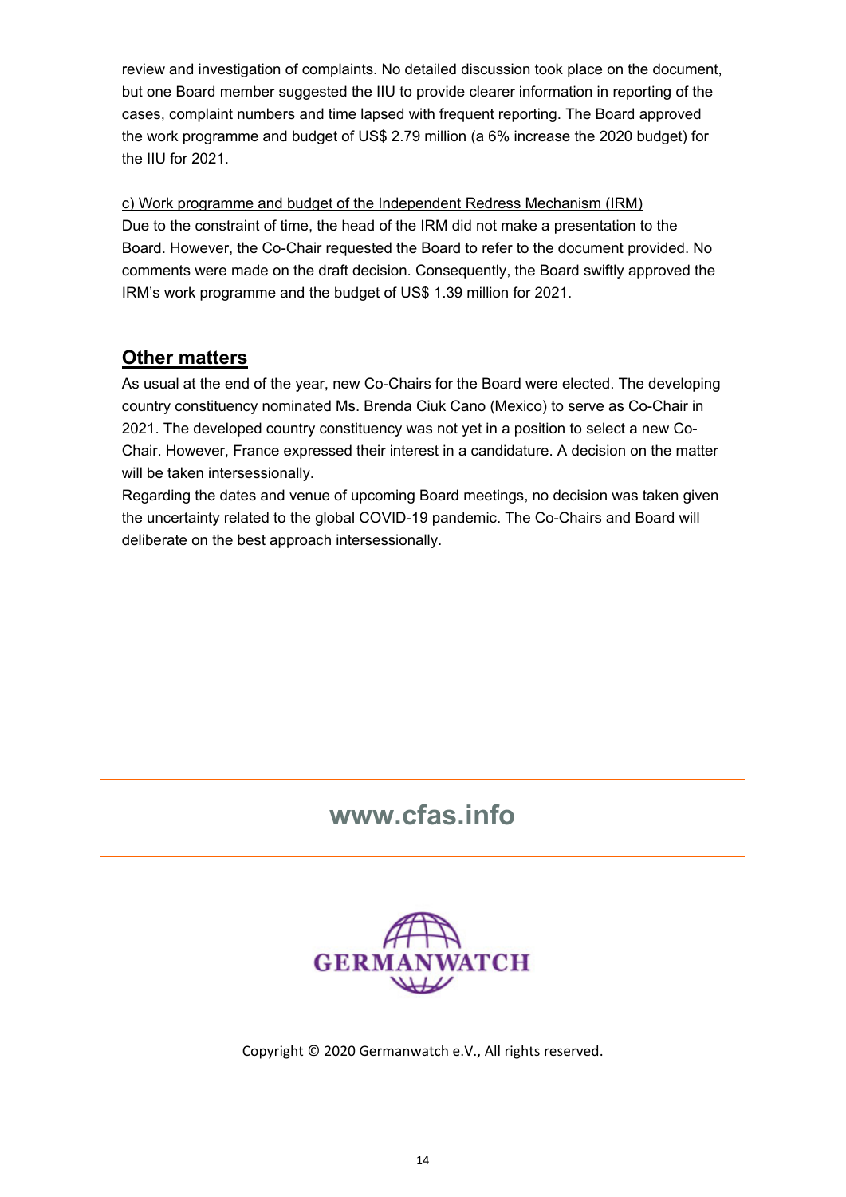review and investigation of complaints. No detailed discussion took place on the document, but one Board member suggested the IIU to provide clearer information in reporting of the cases, complaint numbers and time lapsed with frequent reporting. The Board approved the work programme and budget of US$ 2.79 million (a 6% increase the 2020 budget) for the IIU for 2021.

c) Work programme and budget of the Independent Redress Mechanism (IRM)

Due to the constraint of time, the head of the IRM did not make a presentation to the Board. However, the Co-Chair requested the Board to refer to the document provided. No comments were made on the draft decision. Consequently, the Board swiftly approved the IRM's work programme and the budget of US$ 1.39 million for 2021.

## Other matters

As usual at the end of the year, new Co-Chairs for the Board were elected. The developing country constituency nominated Ms. Brenda Ciuk Cano (Mexico) to serve as Co-Chair in 2021. The developed country constituency was not yet in a position to select a new Co-Chair. However, France expressed their interest in a candidature. A decision on the matter will be taken intersessionally.

Regarding the dates and venue of upcoming Board meetings, no decision was taken given the uncertainty related to the global COVID-19 pandemic. The Co-Chairs and Board will deliberate on the best approach intersessionally.

**www.cfas.info**

GERMANWATCH

Copyright © 2020 Germanwatch e.V., All rights reserved.